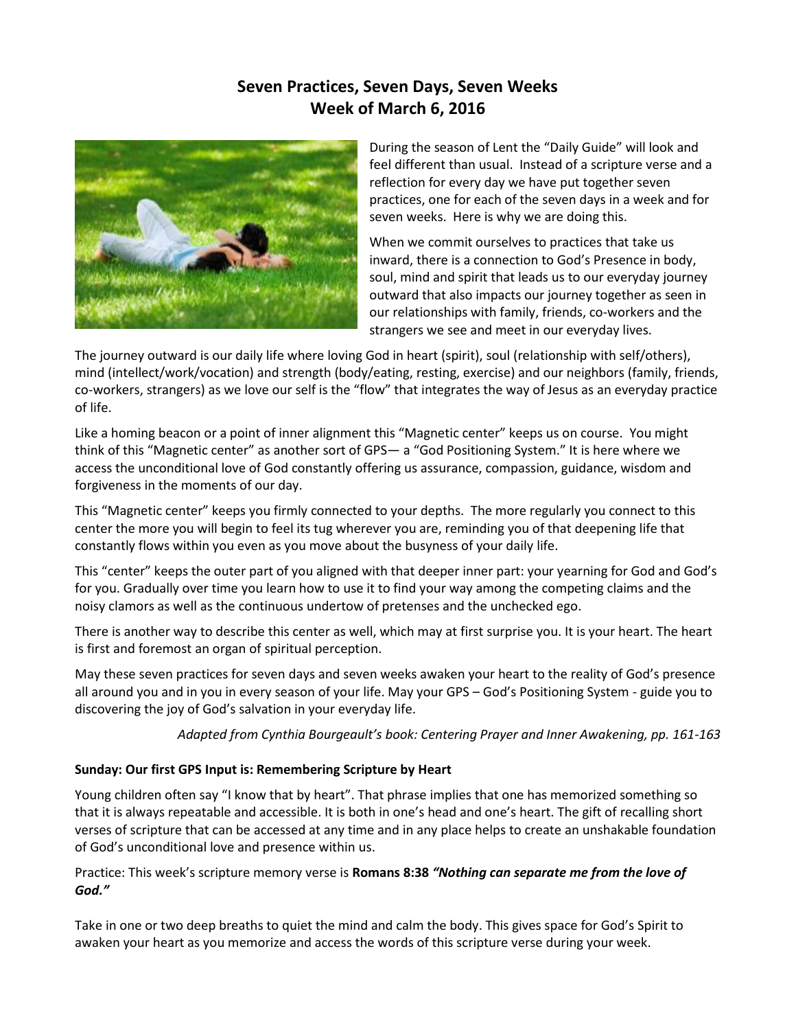# Seven Practices, Seven Days, Seven Weeks
# Week of March 6, 2016

During the season of Lent the "Daily Guide" will look and feel different than usual. Instead of a scripture verse and a reflection for every day we have put together seven practices, one for each of the seven days in a week and for seven weeks. Here is why we are doing this.

When we commit ourselves to practices that take us inward, there is a connection to God's Presence in body, soul, mind and spirit that leads us to our everyday journey outward that also impacts our journey together as seen in our relationships with family, friends, co-workers and the strangers we see and meet in our everyday lives.

The journey outward is our daily life where loving God in heart (spirit), soul (relationship with self/others), mind (intellect/work/vocation) and strength (body/eating, resting, exercise) and our neighbors (family, friends, co-workers, strangers) as we love our self is the "flow" that integrates the way of Jesus as an everyday practice of life.

Like a homing beacon or a point of inner alignment this "Magnetic center" keeps us on course. You might think of this "Magnetic center" as another sort of GPS— a "God Positioning System." It is here where we access the unconditional love of God constantly offering us assurance, compassion, guidance, wisdom and forgiveness in the moments of our day.

This "Magnetic center" keeps you firmly connected to your depths. The more regularly you connect to this center the more you will begin to feel its tug wherever you are, reminding you of that deepening life that constantly flows within you even as you move about the busyness of your daily life.

This "center" keeps the outer part of you aligned with that deeper inner part: your yearning for God and God's for you. Gradually over time you learn how to use it to find your way among the competing claims and the noisy clamors as well as the continuous undertow of pretenses and the unchecked ego.

There is another way to describe this center as well, which may at first surprise you. It is your heart. The heart is first and foremost an organ of spiritual perception.

May these seven practices for seven days and seven weeks awaken your heart to the reality of God's presence all around you and in you in every season of your life. May your GPS – God's Positioning System - guide you to discovering the joy of God's salvation in your everyday life.

*Adapted from Cynthia Bourgeault's book: Centering Prayer and Inner Awakening, pp. 161-163*

**Sunday: Our first GPS Input is: Remembering Scripture by Heart**

Young children often say "I know that by heart". That phrase implies that one has memorized something so that it is always repeatable and accessible. It is both in one's head and one's heart. The gift of recalling short verses of scripture that can be accessed at any time and in any place helps to create an unshakable foundation of God's unconditional love and presence within us.

Practice: This week's scripture memory verse is **Romans 8:38** ***"Nothing can separate me from the love of God."***

Take in one or two deep breaths to quiet the mind and calm the body. This gives space for God's Spirit to awaken your heart as you memorize and access the words of this scripture verse during your week.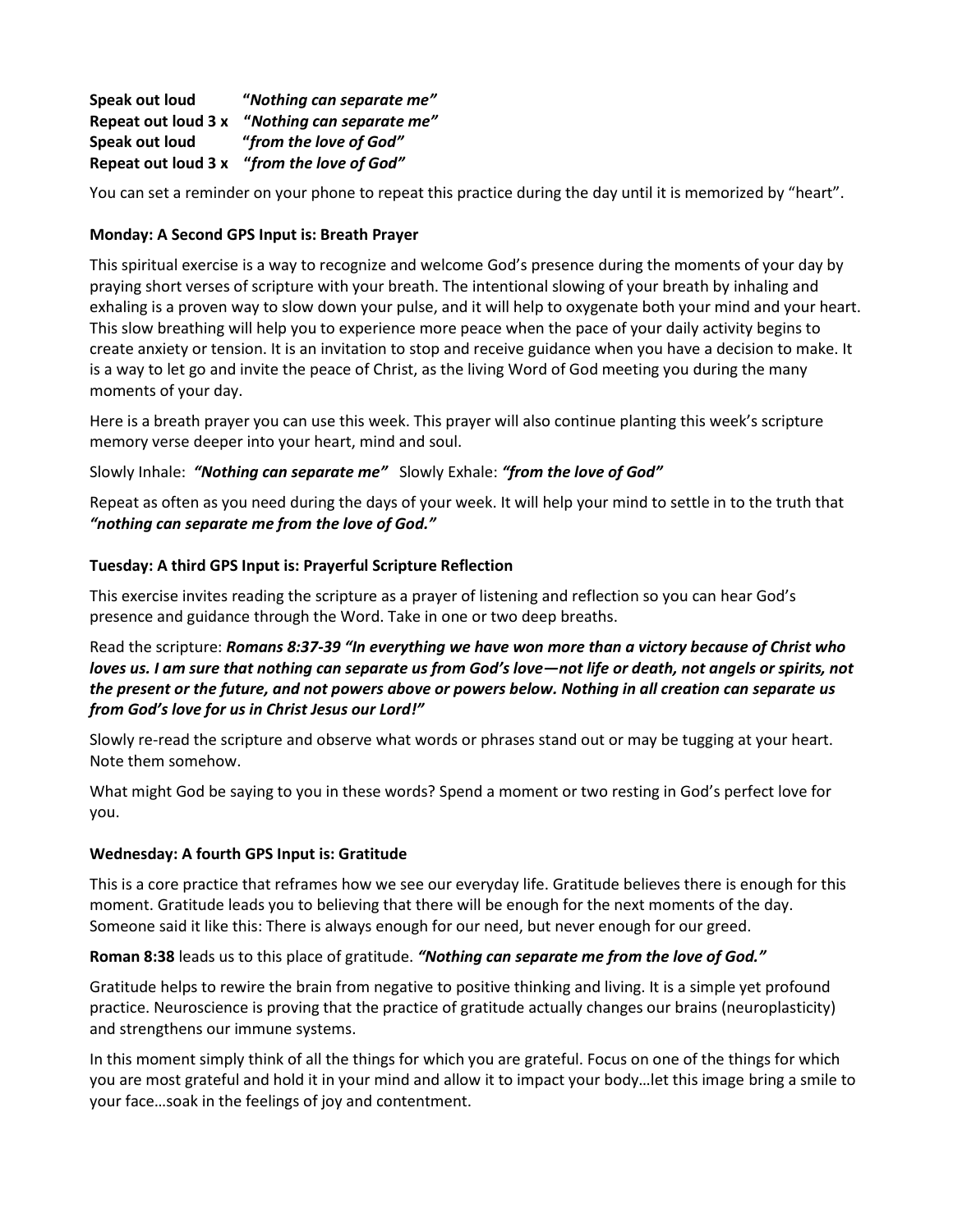**Speak out loud** **"*Nothing can separate me"***
**Repeat out loud 3 x** **"*Nothing can separate me"***
**Speak out loud** **"*from the love of God"***
**Repeat out loud 3 x** **"*from the love of God"***

You can set a reminder on your phone to repeat this practice during the day until it is memorized by "heart".

**Monday: A Second GPS Input is: Breath Prayer**

This spiritual exercise is a way to recognize and welcome God's presence during the moments of your day by praying short verses of scripture with your breath. The intentional slowing of your breath by inhaling and exhaling is a proven way to slow down your pulse, and it will help to oxygenate both your mind and your heart. This slow breathing will help you to experience more peace when the pace of your daily activity begins to create anxiety or tension. It is an invitation to stop and receive guidance when you have a decision to make. It is a way to let go and invite the peace of Christ, as the living Word of God meeting you during the many moments of your day.

Here is a breath prayer you can use this week. This prayer will also continue planting this week's scripture memory verse deeper into your heart, mind and soul.

Slowly Inhale: ***"Nothing can separate me"*** Slowly Exhale: ***"from the love of God"***

Repeat as often as you need during the days of your week. It will help your mind to settle in to the truth that ***"nothing can separate me from the love of God."***

**Tuesday: A third GPS Input is: Prayerful Scripture Reflection**

This exercise invites reading the scripture as a prayer of listening and reflection so you can hear God's presence and guidance through the Word. Take in one or two deep breaths.

Read the scripture: ***Romans 8:37-39 "In everything we have won more than a victory because of Christ who loves us. I am sure that nothing can separate us from God's love—not life or death, not angels or spirits, not the present or the future, and not powers above or powers below. Nothing in all creation can separate us from God's love for us in Christ Jesus our Lord!"***

Slowly re-read the scripture and observe what words or phrases stand out or may be tugging at your heart. Note them somehow.

What might God be saying to you in these words? Spend a moment or two resting in God's perfect love for you.

**Wednesday: A fourth GPS Input is: Gratitude**

This is a core practice that reframes how we see our everyday life. Gratitude believes there is enough for this moment. Gratitude leads you to believing that there will be enough for the next moments of the day. Someone said it like this: There is always enough for our need, but never enough for our greed.

**Roman 8:38** leads us to this place of gratitude. ***"Nothing can separate me from the love of God."***

Gratitude helps to rewire the brain from negative to positive thinking and living. It is a simple yet profound practice. Neuroscience is proving that the practice of gratitude actually changes our brains (neuroplasticity) and strengthens our immune systems.

In this moment simply think of all the things for which you are grateful. Focus on one of the things for which you are most grateful and hold it in your mind and allow it to impact your body…let this image bring a smile to your face…soak in the feelings of joy and contentment.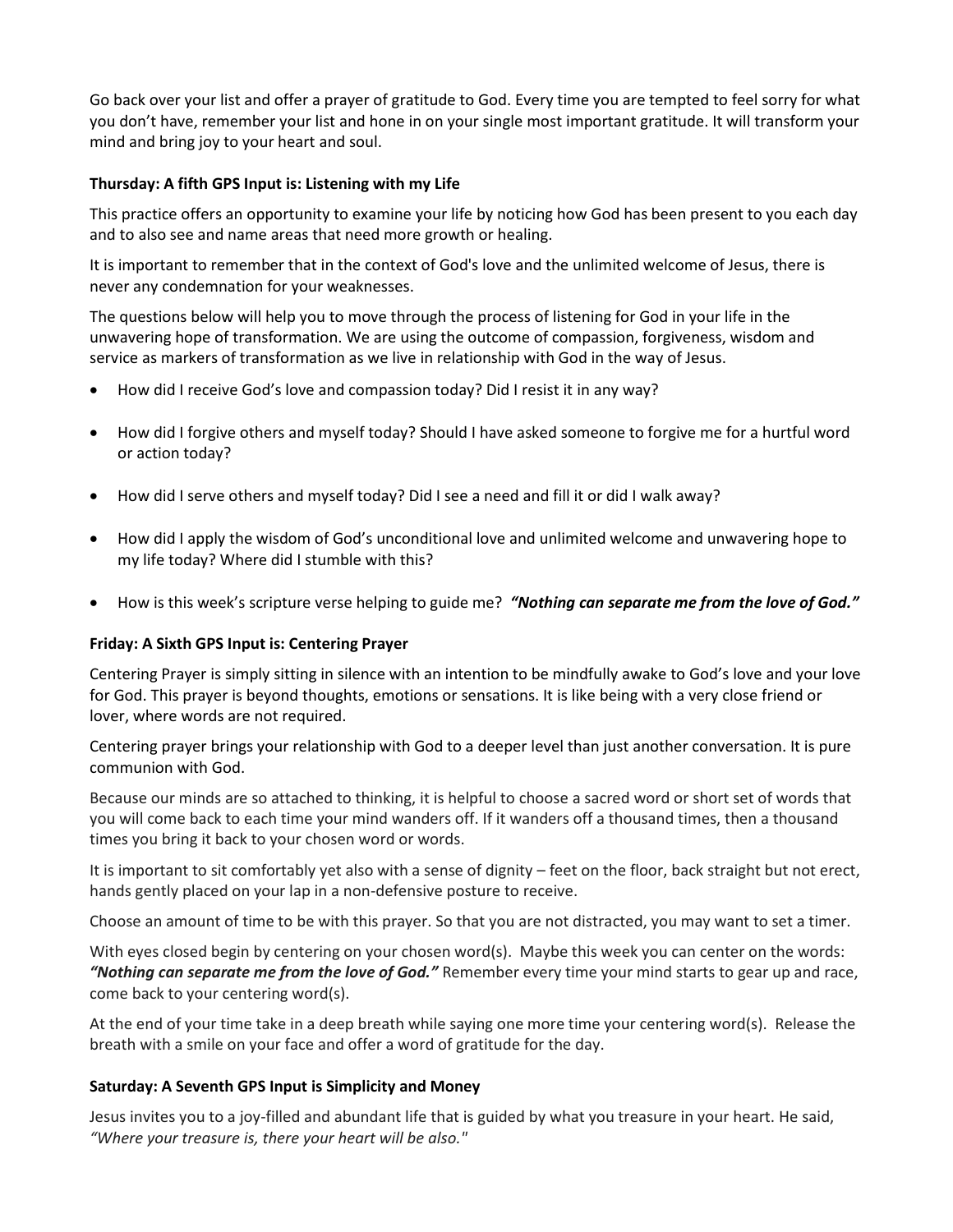Go back over your list and offer a prayer of gratitude to God. Every time you are tempted to feel sorry for what you don't have, remember your list and hone in on your single most important gratitude. It will transform your mind and bring joy to your heart and soul.

**Thursday: A fifth GPS Input is: Listening with my Life**

This practice offers an opportunity to examine your life by noticing how God has been present to you each day and to also see and name areas that need more growth or healing.

It is important to remember that in the context of God's love and the unlimited welcome of Jesus, there is never any condemnation for your weaknesses.

The questions below will help you to move through the process of listening for God in your life in the unwavering hope of transformation. We are using the outcome of compassion, forgiveness, wisdom and service as markers of transformation as we live in relationship with God in the way of Jesus.

- How did I receive God's love and compassion today? Did I resist it in any way?
- How did I forgive others and myself today? Should I have asked someone to forgive me for a hurtful word or action today?
- How did I serve others and myself today? Did I see a need and fill it or did I walk away?
- How did I apply the wisdom of God's unconditional love and unlimited welcome and unwavering hope to my life today? Where did I stumble with this?
- How is this week's scripture verse helping to guide me? ***"Nothing can separate me from the love of God."***

**Friday: A Sixth GPS Input is: Centering Prayer**

Centering Prayer is simply sitting in silence with an intention to be mindfully awake to God's love and your love for God. This prayer is beyond thoughts, emotions or sensations. It is like being with a very close friend or lover, where words are not required.

Centering prayer brings your relationship with God to a deeper level than just another conversation. It is pure communion with God.

Because our minds are so attached to thinking, it is helpful to choose a sacred word or short set of words that you will come back to each time your mind wanders off. If it wanders off a thousand times, then a thousand times you bring it back to your chosen word or words.

It is important to sit comfortably yet also with a sense of dignity – feet on the floor, back straight but not erect, hands gently placed on your lap in a non-defensive posture to receive.

Choose an amount of time to be with this prayer. So that you are not distracted, you may want to set a timer.

With eyes closed begin by centering on your chosen word(s). Maybe this week you can center on the words: ***"Nothing can separate me from the love of God."*** Remember every time your mind starts to gear up and race, come back to your centering word(s).

At the end of your time take in a deep breath while saying one more time your centering word(s). Release the breath with a smile on your face and offer a word of gratitude for the day.

**Saturday: A Seventh GPS Input is Simplicity and Money**

Jesus invites you to a joy-filled and abundant life that is guided by what you treasure in your heart. He said, *"Where your treasure is, there your heart will be also."*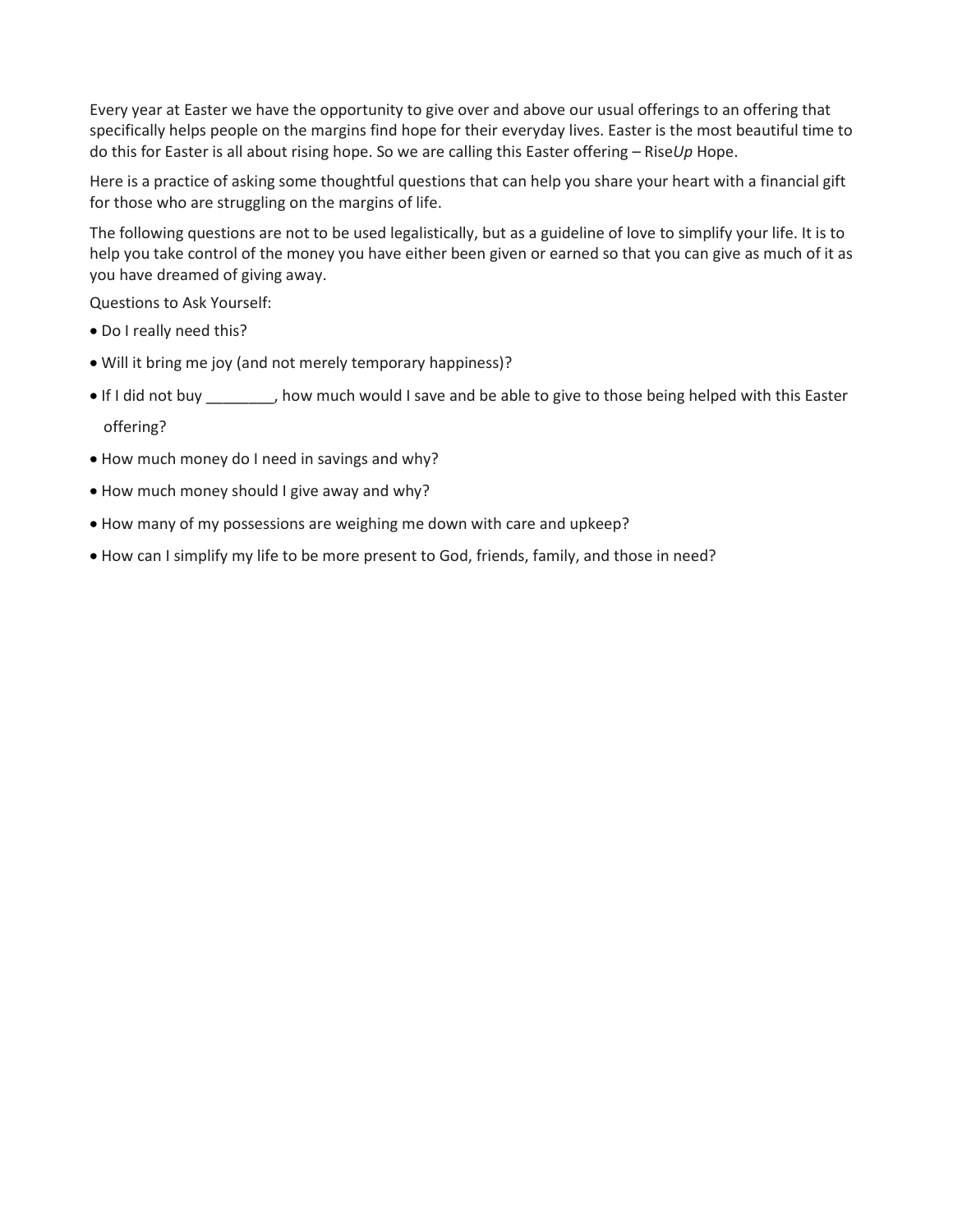Every year at Easter we have the opportunity to give over and above our usual offerings to an offering that specifically helps people on the margins find hope for their everyday lives. Easter is the most beautiful time to do this for Easter is all about rising hope. So we are calling this Easter offering – Rise*Up* Hope.

Here is a practice of asking some thoughtful questions that can help you share your heart with a financial gift for those who are struggling on the margins of life.

The following questions are not to be used legalistically, but as a guideline of love to simplify your life. It is to help you take control of the money you have either been given or earned so that you can give as much of it as you have dreamed of giving away.

Questions to Ask Yourself:

- Do I really need this?
- Will it bring me joy (and not merely temporary happiness)?
- If I did not buy ________, how much would I save and be able to give to those being helped with this Easter offering?
- How much money do I need in savings and why?
- How much money should I give away and why?
- How many of my possessions are weighing me down with care and upkeep?
- How can I simplify my life to be more present to God, friends, family, and those in need?